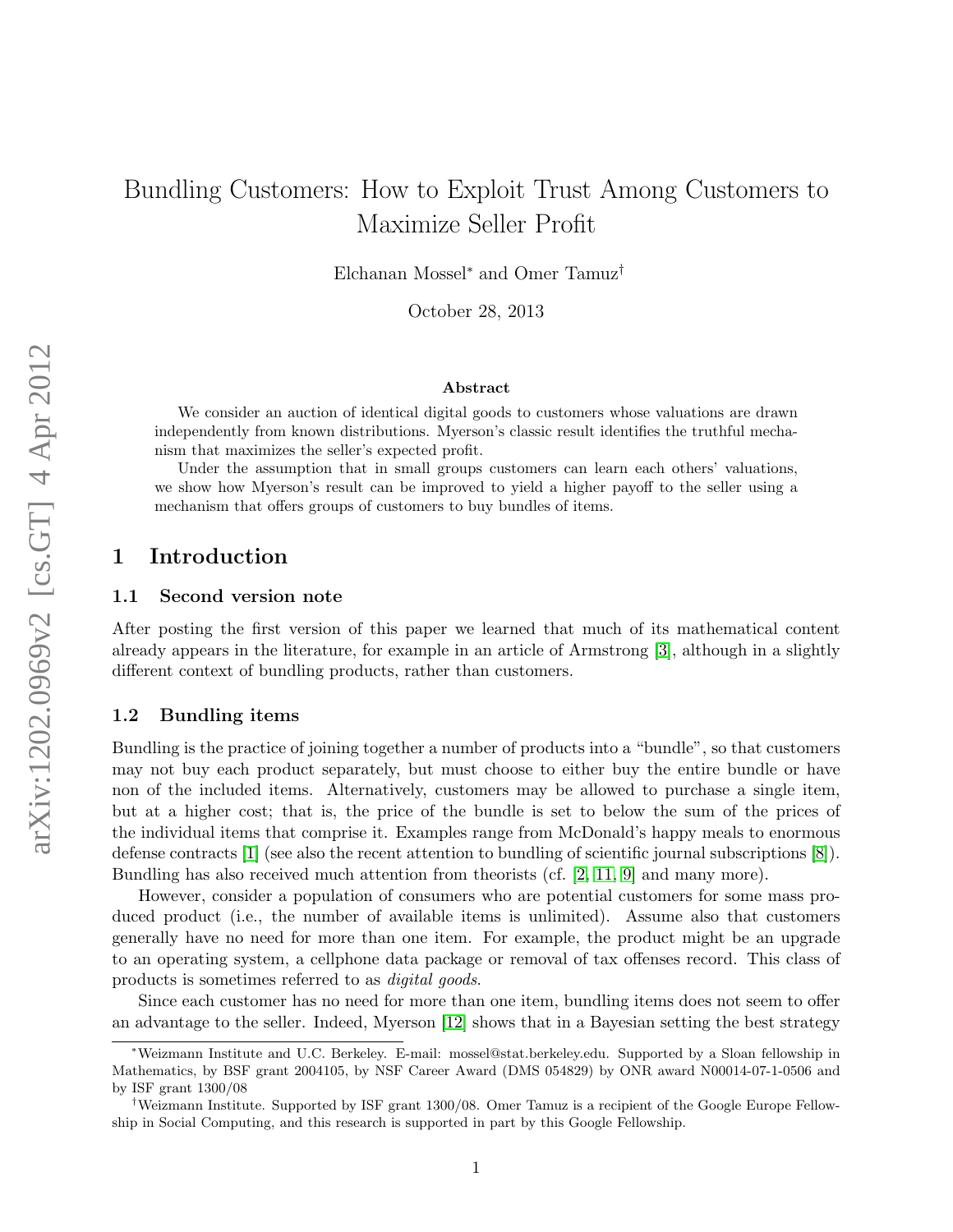# Bundling Customers: How to Exploit Trust Among Customers to Maximize Seller Profit

Elchanan Mossel* and Omer Tamuz†

October 28, 2013

### Abstract

We consider an auction of identical digital goods to customers whose valuations are drawn independently from known distributions. Myerson's classic result identifies the truthful mechanism that maximizes the seller's expected profit.

Under the assumption that in small groups customers can learn each others' valuations, we show how Myerson's result can be improved to yield a higher payoff to the seller using a mechanism that offers groups of customers to buy bundles of items.

## 1 Introduction

### 1.1 Second version note

After posting the first version of this paper we learned that much of its mathematical content already appears in the literature, for example in an article of Armstrong [3], although in a slightly different context of bundling products, rather than customers.

### 1.2 Bundling items

Bundling is the practice of joining together a number of products into a "bundle", so that customers may not buy each product separately, but must choose to either buy the entire bundle or have non of the included items. Alternatively, customers may be allowed to purchase a single item, but at a higher cost; that is, the price of the bundle is set to below the sum of the prices of the individual items that comprise it. Examples range from McDonald's happy meals to enormous defense contracts [1] (see also the recent attention to bundling of scientific journal subscriptions [8]). Bundling has also received much attention from theorists (cf. [2, 11, 9] and many more).

However, consider a population of consumers who are potential customers for some mass produced product (i.e., the number of available items is unlimited). Assume also that customers generally have no need for more than one item. For example, the product might be an upgrade to an operating system, a cellphone data package or removal of tax offenses record. This class of products is sometimes referred to as *digital goods*.

Since each customer has no need for more than one item, bundling items does not seem to offer an advantage to the seller. Indeed, Myerson [12] shows that in a Bayesian setting the best strategy

---

*Weizmann Institute and U.C. Berkeley. E-mail: mossel@stat.berkeley.edu. Supported by a Sloan fellowship in Mathematics, by BSF grant 2004105, by NSF Career Award (DMS 054829) by ONR award N00014-07-1-0506 and by ISF grant 1300/08

†Weizmann Institute. Supported by ISF grant 1300/08. Omer Tamuz is a recipient of the Google Europe Fellowship in Social Computing, and this research is supported in part by this Google Fellowship.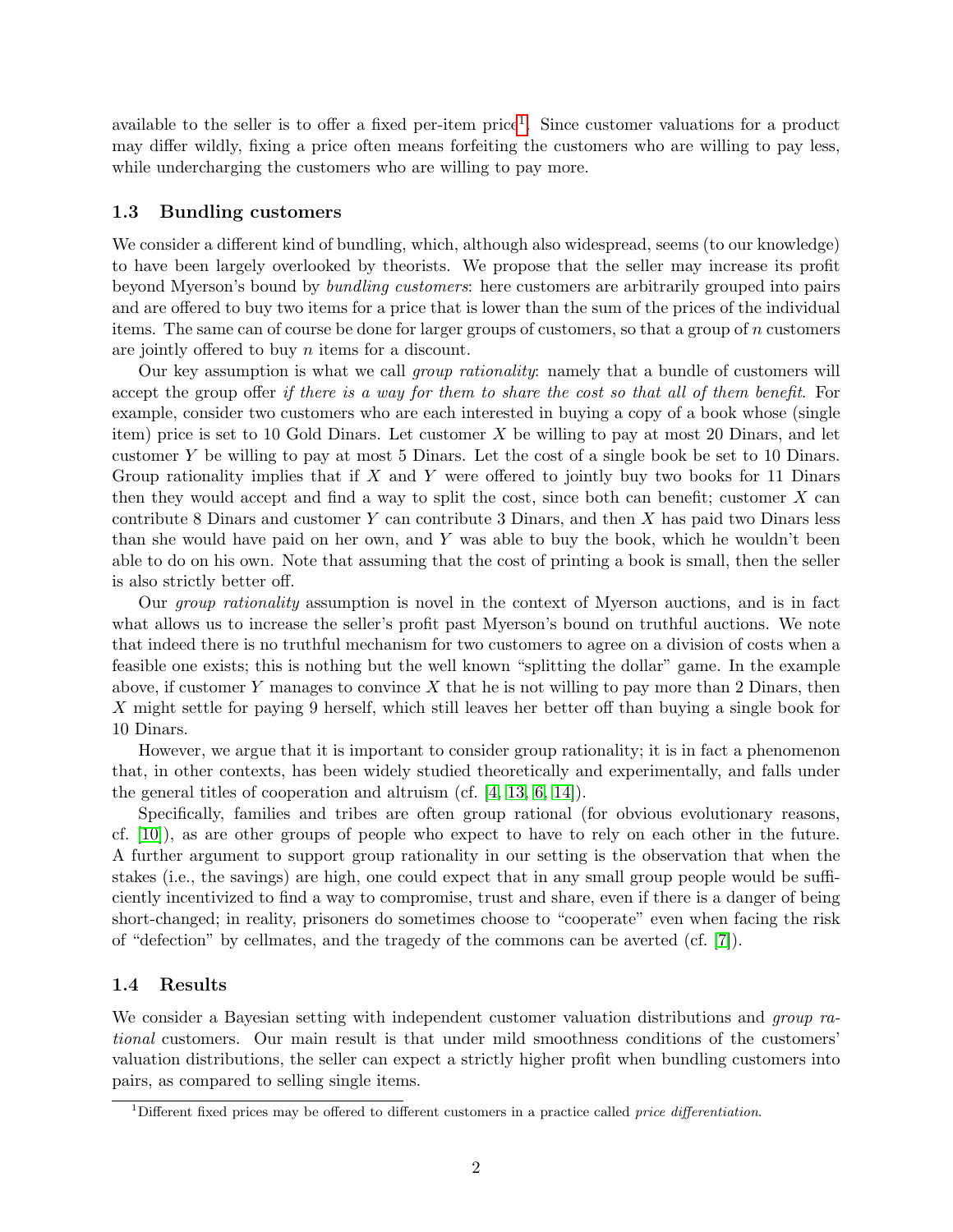available to the seller is to offer a fixed per-item price[1]. Since customer valuations for a product may differ wildly, fixing a price often means forfeiting the customers who are willing to pay less, while undercharging the customers who are willing to pay more.

### 1.3 Bundling customers

We consider a different kind of bundling, which, although also widespread, seems (to our knowledge) to have been largely overlooked by theorists. We propose that the seller may increase its profit beyond Myerson's bound by *bundling customers*: here customers are arbitrarily grouped into pairs and are offered to buy two items for a price that is lower than the sum of the prices of the individual items. The same can of course be done for larger groups of customers, so that a group of $n$ customers are jointly offered to buy $n$ items for a discount.

Our key assumption is what we call *group rationality*: namely that a bundle of customers will accept the group offer *if there is a way for them to share the cost so that all of them benefit*. For example, consider two customers who are each interested in buying a copy of a book whose (single item) price is set to 10 Gold Dinars. Let customer $X$ be willing to pay at most 20 Dinars, and let customer $Y$ be willing to pay at most 5 Dinars. Let the cost of a single book be set to 10 Dinars. Group rationality implies that if $X$ and $Y$ were offered to jointly buy two books for 11 Dinars then they would accept and find a way to split the cost, since both can benefit; customer $X$ can contribute 8 Dinars and customer $Y$ can contribute 3 Dinars, and then $X$ has paid two Dinars less than she would have paid on her own, and $Y$ was able to buy the book, which he wouldn't been able to do on his own. Note that assuming that the cost of printing a book is small, then the seller is also strictly better off.

Our *group rationality* assumption is novel in the context of Myerson auctions, and is in fact what allows us to increase the seller's profit past Myerson's bound on truthful auctions. We note that indeed there is no truthful mechanism for two customers to agree on a division of costs when a feasible one exists; this is nothing but the well known "splitting the dollar" game. In the example above, if customer $Y$ manages to convince $X$ that he is not willing to pay more than 2 Dinars, then $X$ might settle for paying 9 herself, which still leaves her better off than buying a single book for 10 Dinars.

However, we argue that it is important to consider group rationality; it is in fact a phenomenon that, in other contexts, has been widely studied theoretically and experimentally, and falls under the general titles of cooperation and altruism (cf. [4, 13, 6, 14]).

Specifically, families and tribes are often group rational (for obvious evolutionary reasons, cf. [10]), as are other groups of people who expect to have to rely on each other in the future. A further argument to support group rationality in our setting is the observation that when the stakes (i.e., the savings) are high, one could expect that in any small group people would be sufficiently incentivized to find a way to compromise, trust and share, even if there is a danger of being short-changed; in reality, prisoners do sometimes choose to "cooperate" even when facing the risk of "defection" by cellmates, and the tragedy of the commons can be averted (cf. [7]).

### 1.4 Results

We consider a Bayesian setting with independent customer valuation distributions and *group rational* customers. Our main result is that under mild smoothness conditions of the customers' valuation distributions, the seller can expect a strictly higher profit when bundling customers into pairs, as compared to selling single items.

[1] Different fixed prices may be offered to different customers in a practice called *price differentiation*.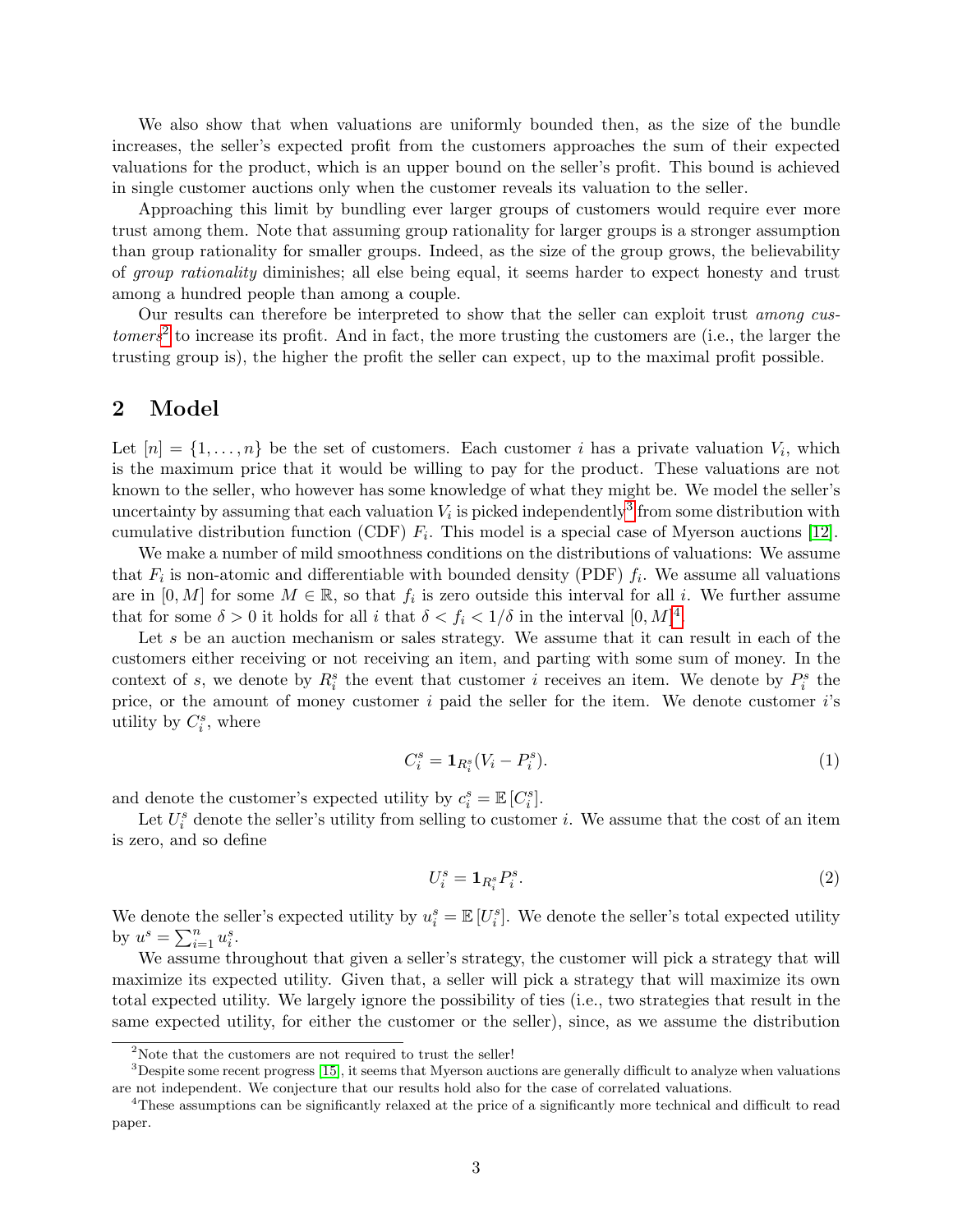We also show that when valuations are uniformly bounded then, as the size of the bundle increases, the seller's expected profit from the customers approaches the sum of their expected valuations for the product, which is an upper bound on the seller's profit. This bound is achieved in single customer auctions only when the customer reveals its valuation to the seller.

Approaching this limit by bundling ever larger groups of customers would require ever more trust among them. Note that assuming group rationality for larger groups is a stronger assumption than group rationality for smaller groups. Indeed, as the size of the group grows, the believability of *group rationality* diminishes; all else being equal, it seems harder to expect honesty and trust among a hundred people than among a couple.

Our results can therefore be interpreted to show that the seller can exploit trust *among customers*[2] to increase its profit. And in fact, the more trusting the customers are (i.e., the larger the trusting group is), the higher the profit the seller can expect, up to the maximal profit possible.

## 2 Model

Let $[n] = \{1, \ldots, n\}$ be the set of customers. Each customer $i$ has a private valuation $V_i$, which is the maximum price that it would be willing to pay for the product. These valuations are not known to the seller, who however has some knowledge of what they might be. We model the seller's uncertainty by assuming that each valuation $V_i$ is picked independently[3] from some distribution with cumulative distribution function (CDF) $F_i$. This model is a special case of Myerson auctions [12].

We make a number of mild smoothness conditions on the distributions of valuations: We assume that $F_i$ is non-atomic and differentiable with bounded density (PDF) $f_i$. We assume all valuations are in $[0, M]$ for some $M \in \mathbb{R}$, so that $f_i$ is zero outside this interval for all $i$. We further assume that for some $\delta > 0$ it holds for all $i$ that $\delta < f_i < 1/\delta$ in the interval $[0, M]$[4].

Let $s$ be an auction mechanism or sales strategy. We assume that it can result in each of the customers either receiving or not receiving an item, and parting with some sum of money. In the context of $s$, we denote by $R_i^s$ the event that customer $i$ receives an item. We denote by $P_i^s$ the price, or the amount of money customer $i$ paid the seller for the item. We denote customer $i$'s utility by $C_i^s$, where

$$C_i^s = \mathbf{1}_{R_i^s}(V_i - P_i^s). \tag{1}$$

and denote the customer's expected utility by $c_i^s = \mathbb{E}\left[C_i^s\right]$.

Let $U_i^s$ denote the seller's utility from selling to customer $i$. We assume that the cost of an item is zero, and so define

$$U_i^s = \mathbf{1}_{R_i^s} P_i^s. \tag{2}$$

We denote the seller's expected utility by $u_i^s = \mathbb{E}\left[U_i^s\right]$. We denote the seller's total expected utility by $u^s = \sum_{i=1}^n u_i^s$.

We assume throughout that given a seller's strategy, the customer will pick a strategy that will maximize its expected utility. Given that, a seller will pick a strategy that will maximize its own total expected utility. We largely ignore the possibility of ties (i.e., two strategies that result in the same expected utility, for either the customer or the seller), since, as we assume the distribution

---

[2] Note that the customers are not required to trust the seller!

[3] Despite some recent progress [15], it seems that Myerson auctions are generally difficult to analyze when valuations are not independent. We conjecture that our results hold also for the case of correlated valuations.

[4] These assumptions can be significantly relaxed at the price of a significantly more technical and difficult to read paper.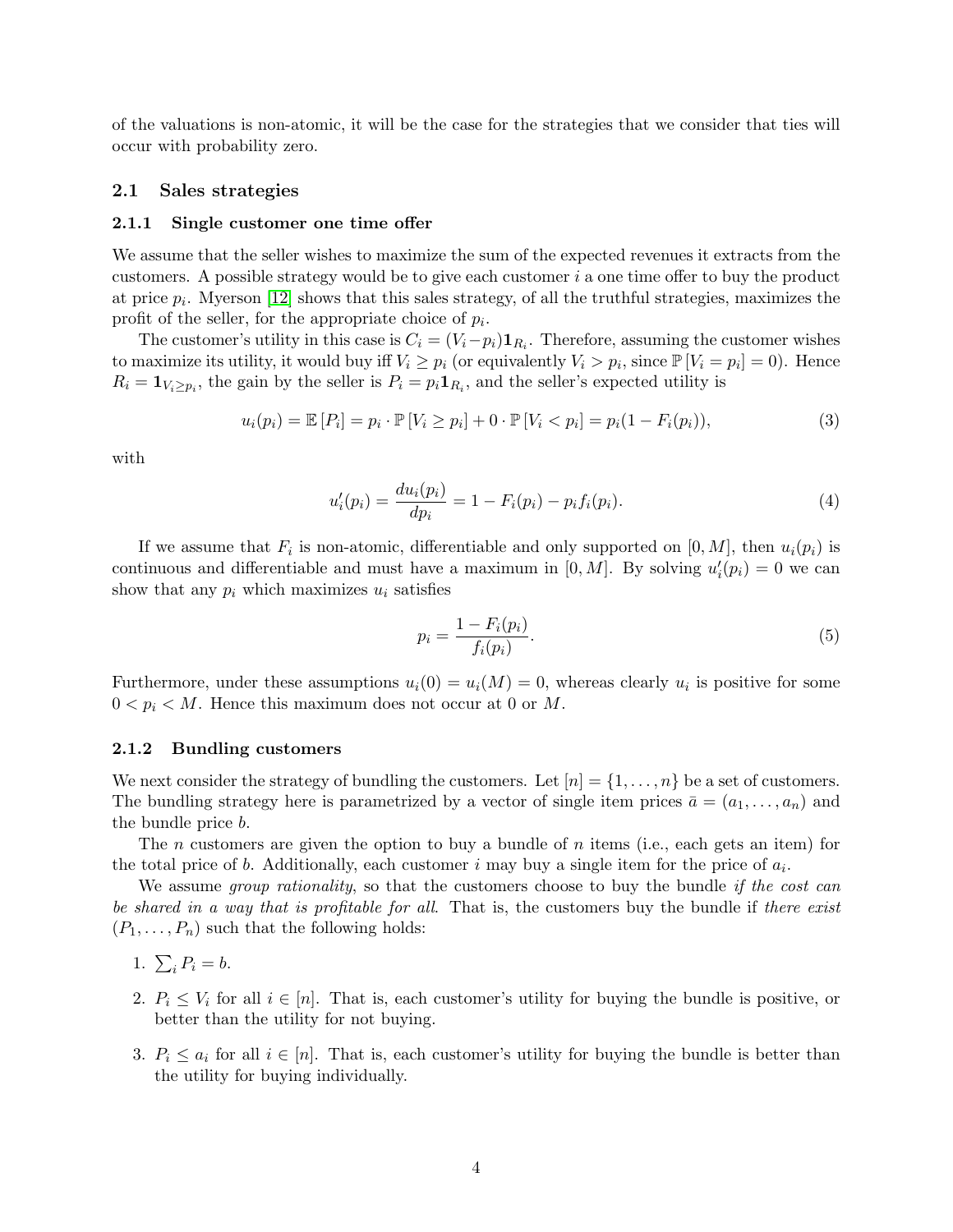of the valuations is non-atomic, it will be the case for the strategies that we consider that ties will occur with probability zero.

## 2.1 Sales strategies

### 2.1.1 Single customer one time offer

We assume that the seller wishes to maximize the sum of the expected revenues it extracts from the customers. A possible strategy would be to give each customer $i$ a one time offer to buy the product at price $p_i$. Myerson [12] shows that this sales strategy, of all the truthful strategies, maximizes the profit of the seller, for the appropriate choice of $p_i$.

The customer's utility in this case is $C_i = (V_i - p_i)\mathbf{1}_{R_i}$. Therefore, assuming the customer wishes to maximize its utility, it would buy iff $V_i \geq p_i$ (or equivalently $V_i > p_i$, since $\mathbb{P}[V_i = p_i] = 0$). Hence $R_i = \mathbf{1}_{V_i \geq p_i}$, the gain by the seller is $P_i = p_i \mathbf{1}_{R_i}$, and the seller's expected utility is

$$u_i(p_i) = \mathbb{E}[P_i] = p_i \cdot \mathbb{P}[V_i \geq p_i] + 0 \cdot \mathbb{P}[V_i < p_i] = p_i(1 - F_i(p_i)), \tag{3}$$

with

$$u_i'(p_i) = \frac{du_i(p_i)}{dp_i} = 1 - F_i(p_i) - p_i f_i(p_i). \tag{4}$$

If we assume that $F_i$ is non-atomic, differentiable and only supported on $[0, M]$, then $u_i(p_i)$ is continuous and differentiable and must have a maximum in $[0, M]$. By solving $u_i'(p_i) = 0$ we can show that any $p_i$ which maximizes $u_i$ satisfies

$$p_i = \frac{1 - F_i(p_i)}{f_i(p_i)}. \tag{5}$$

Furthermore, under these assumptions $u_i(0) = u_i(M) = 0$, whereas clearly $u_i$ is positive for some $0 < p_i < M$. Hence this maximum does not occur at 0 or $M$.

### 2.1.2 Bundling customers

We next consider the strategy of bundling the customers. Let $[n] = \{1, \ldots, n\}$ be a set of customers. The bundling strategy here is parametrized by a vector of single item prices $\bar{a} = (a_1, \ldots, a_n)$ and the bundle price $b$.

The $n$ customers are given the option to buy a bundle of $n$ items (i.e., each gets an item) for the total price of $b$. Additionally, each customer $i$ may buy a single item for the price of $a_i$.

We assume *group rationality*, so that the customers choose to buy the bundle *if the cost can be shared in a way that is profitable for all*. That is, the customers buy the bundle if *there exist* $(P_1, \ldots, P_n)$ such that the following holds:

1. $\sum_i P_i = b$.
2. $P_i \leq V_i$ for all $i \in [n]$. That is, each customer's utility for buying the bundle is positive, or better than the utility for not buying.
3. $P_i \leq a_i$ for all $i \in [n]$. That is, each customer's utility for buying the bundle is better than the utility for buying individually.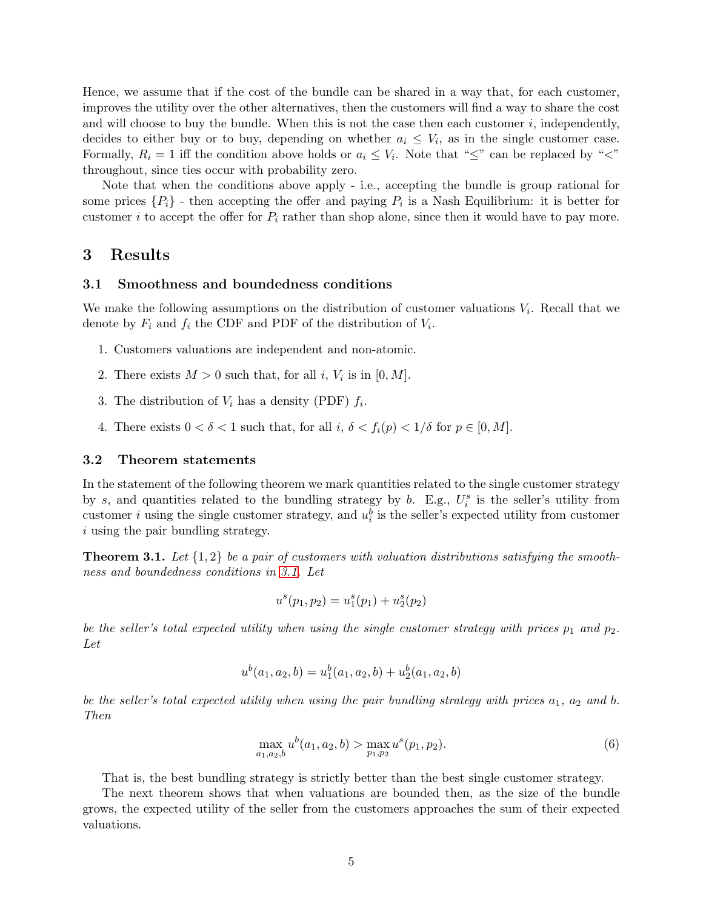Hence, we assume that if the cost of the bundle can be shared in a way that, for each customer, improves the utility over the other alternatives, then the customers will find a way to share the cost and will choose to buy the bundle. When this is not the case then each customer $i$, independently, decides to either buy or to buy, depending on whether $a_i \leq V_i$, as in the single customer case. Formally, $R_i = 1$ iff the condition above holds or $a_i \leq V_i$. Note that "$\leq$" can be replaced by "$<$" throughout, since ties occur with probability zero.

Note that when the conditions above apply - i.e., accepting the bundle is group rational for some prices $\{P_i\}$ - then accepting the offer and paying $P_i$ is a Nash Equilibrium: it is better for customer $i$ to accept the offer for $P_i$ rather than shop alone, since then it would have to pay more.

## 3 Results

### 3.1 Smoothness and boundedness conditions

We make the following assumptions on the distribution of customer valuations $V_i$. Recall that we denote by $F_i$ and $f_i$ the CDF and PDF of the distribution of $V_i$.

1. Customers valuations are independent and non-atomic.
2. There exists $M > 0$ such that, for all $i$, $V_i$ is in $[0, M]$.
3. The distribution of $V_i$ has a density (PDF) $f_i$.
4. There exists $0 < \delta < 1$ such that, for all $i$, $\delta < f_i(p) < 1/\delta$ for $p \in [0, M]$.

### 3.2 Theorem statements

In the statement of the following theorem we mark quantities related to the single customer strategy by $s$, and quantities related to the bundling strategy by $b$. E.g., $U_i^s$ is the seller's utility from customer $i$ using the single customer strategy, and $u_i^b$ is the seller's expected utility from customer $i$ using the pair bundling strategy.

**Theorem 3.1.** *Let $\{1, 2\}$ be a pair of customers with valuation distributions satisfying the smoothness and boundedness conditions in 3.1. Let*

$$u^s(p_1, p_2) = u_1^s(p_1) + u_2^s(p_2)$$

*be the seller's total expected utility when using the single customer strategy with prices $p_1$ and $p_2$. Let*

$$u^b(a_1, a_2, b) = u_1^b(a_1, a_2, b) + u_2^b(a_1, a_2, b)$$

*be the seller's total expected utility when using the pair bundling strategy with prices $a_1$, $a_2$ and $b$. Then*

$$\max_{a_1, a_2, b} u^b(a_1, a_2, b) > \max_{p_1, p_2} u^s(p_1, p_2). \tag{6}$$

That is, the best bundling strategy is strictly better than the best single customer strategy.

The next theorem shows that when valuations are bounded then, as the size of the bundle grows, the expected utility of the seller from the customers approaches the sum of their expected valuations.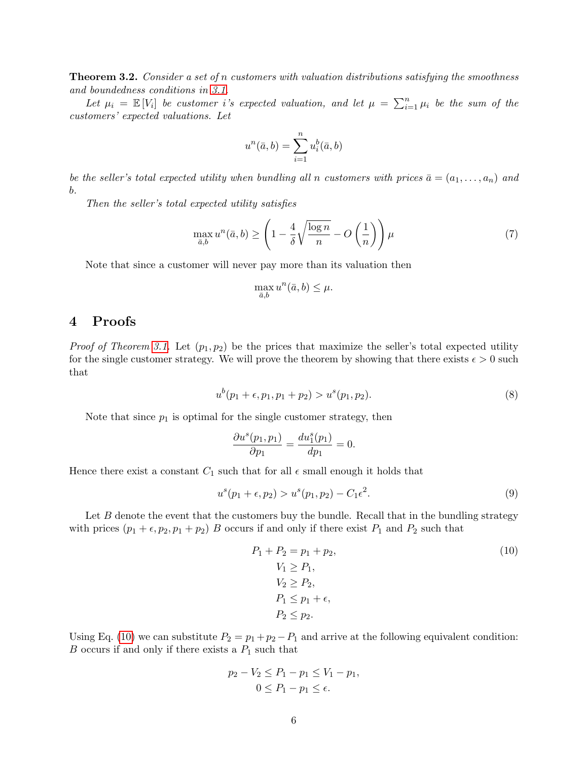**Theorem 3.2.** *Consider a set of n customers with valuation distributions satisfying the smoothness and boundedness conditions in 3.1.*

*Let $\mu_i = \mathbb{E}[V_i]$ be customer i's expected valuation, and let $\mu = \sum_{i=1}^n \mu_i$ be the sum of the customers' expected valuations. Let*

$$u^n(\bar{a}, b) = \sum_{i=1}^{n} u_i^b(\bar{a}, b)$$

*be the seller's total expected utility when bundling all n customers with prices $\bar{a} = (a_1, \ldots, a_n)$ and b.*

*Then the seller's total expected utility satisfies*

$$\max_{\bar{a}, b} u^n(\bar{a}, b) \geq \left(1 - \frac{4}{\delta}\sqrt{\frac{\log n}{n}} - O\left(\frac{1}{n}\right)\right)\mu \tag{7}$$

Note that since a customer will never pay more than its valuation then

$$\max_{\bar{a}, b} u^n(\bar{a}, b) \leq \mu.$$

# 4 Proofs

*Proof of Theorem 3.1.* Let $(p_1, p_2)$ be the prices that maximize the seller's total expected utility for the single customer strategy. We will prove the theorem by showing that there exists $\epsilon > 0$ such that

$$u^b(p_1 + \epsilon, p_1, p_1 + p_2) > u^s(p_1, p_2). \tag{8}$$

Note that since $p_1$ is optimal for the single customer strategy, then

$$\frac{\partial u^s(p_1, p_1)}{\partial p_1} = \frac{du_1^s(p_1)}{dp_1} = 0.$$

Hence there exist a constant $C_1$ such that for all $\epsilon$ small enough it holds that

$$u^s(p_1 + \epsilon, p_2) > u^s(p_1, p_2) - C_1\epsilon^2. \tag{9}$$

Let $B$ denote the event that the customers buy the bundle. Recall that in the bundling strategy with prices $(p_1 + \epsilon, p_2, p_1 + p_2)$ $B$ occurs if and only if there exist $P_1$ and $P_2$ such that

$$\begin{aligned}
P_1 + P_2 &= p_1 + p_2, \\
V_1 &\geq P_1, \\
V_2 &\geq P_2, \\
P_1 &\leq p_1 + \epsilon, \\
P_2 &\leq p_2.
\end{aligned} \tag{10}$$

Using Eq. (10) we can substitute $P_2 = p_1 + p_2 - P_1$ and arrive at the following equivalent condition: $B$ occurs if and only if there exists a $P_1$ such that

$$\begin{aligned}
p_2 - V_2 \leq P_1 - p_1 &\leq V_1 - p_1, \\
0 \leq P_1 - p_1 &\leq \epsilon.
\end{aligned}$$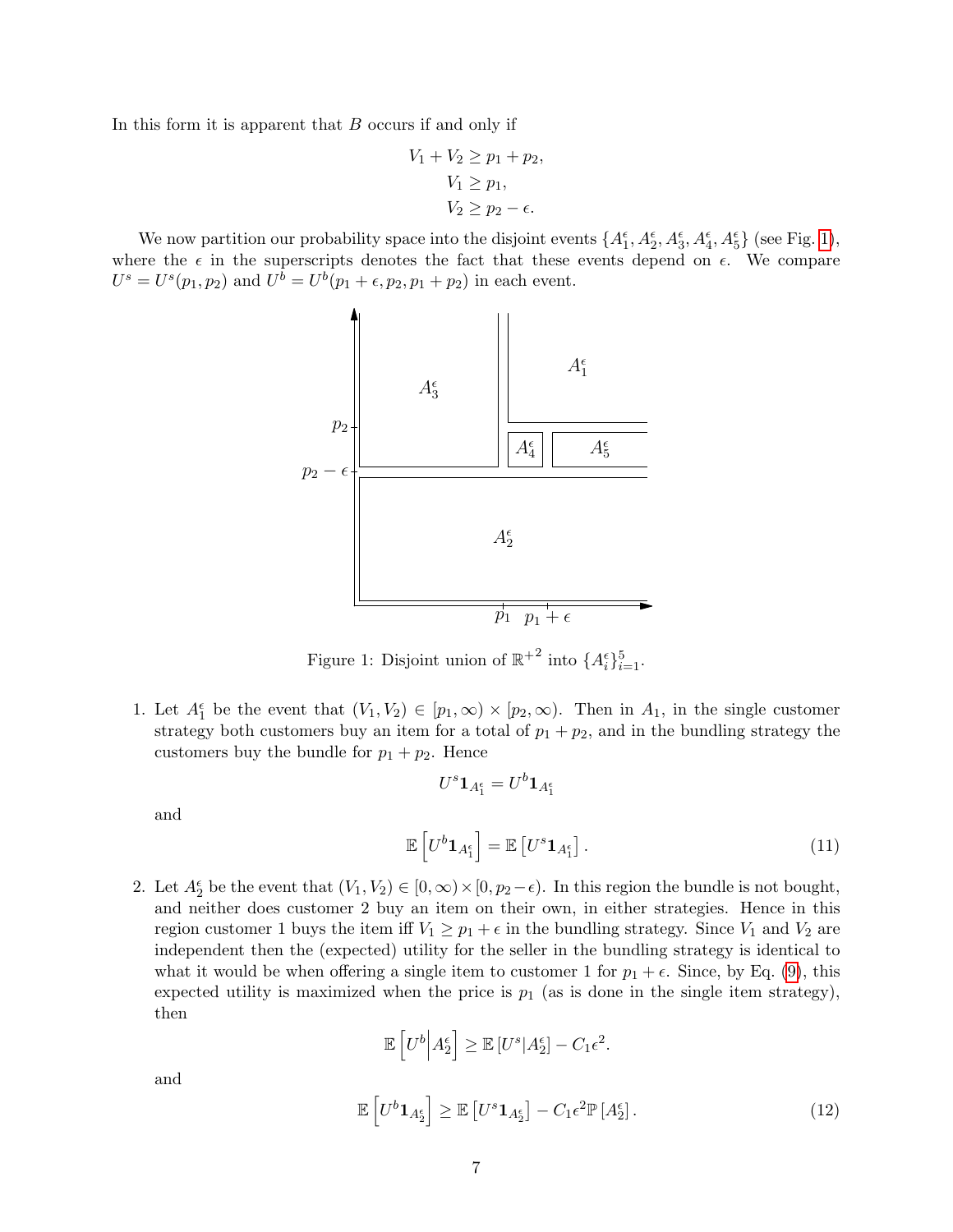In this form it is apparent that $B$ occurs if and only if

$$\begin{aligned} V_1 + V_2 &\geq p_1 + p_2, \\ V_1 &\geq p_1, \\ V_2 &\geq p_2 - \epsilon. \end{aligned}$$

We now partition our probability space into the disjoint events $\{A_1^\epsilon, A_2^\epsilon, A_3^\epsilon, A_4^\epsilon, A_5^\epsilon\}$ (see Fig. 1), where the $\epsilon$ in the superscripts denotes the fact that these events depend on $\epsilon$. We compare $U^s = U^s(p_1, p_2)$ and $U^b = U^b(p_1 + \epsilon, p_2, p_1 + p_2)$ in each event.

Figure 1: Disjoint union of $\mathbb{R}^{+2}$ into $\{A_i^\epsilon\}_{i=1}^5$.

1. Let $A_1^\epsilon$ be the event that $(V_1, V_2) \in [p_1, \infty) \times [p_2, \infty)$. Then in $A_1$, in the single customer strategy both customers buy an item for a total of $p_1 + p_2$, and in the bundling strategy the customers buy the bundle for $p_1 + p_2$. Hence

$$U^s \mathbf{1}_{A_1^\epsilon} = U^b \mathbf{1}_{A_1^\epsilon}$$

and

$$\mathbb{E}\left[U^b \mathbf{1}_{A_1^\epsilon}\right] = \mathbb{E}\left[U^s \mathbf{1}_{A_1^\epsilon}\right]. \tag{11}$$

2. Let $A_2^\epsilon$ be the event that $(V_1, V_2) \in [0, \infty) \times [0, p_2 - \epsilon)$. In this region the bundle is not bought, and neither does customer 2 buy an item on their own, in either strategies. Hence in this region customer 1 buys the item iff $V_1 \geq p_1 + \epsilon$ in the bundling strategy. Since $V_1$ and $V_2$ are independent then the (expected) utility for the seller in the bundling strategy is identical to what it would be when offering a single item to customer 1 for $p_1 + \epsilon$. Since, by Eq. (9), this expected utility is maximized when the price is $p_1$ (as is done in the single item strategy), then

$$\mathbb{E}\left[U^b \middle| A_2^\epsilon\right] \geq \mathbb{E}\left[U^s | A_2^\epsilon\right] - C_1 \epsilon^2.$$

and

$$\mathbb{E}\left[U^b \mathbf{1}_{A_2^\epsilon}\right] \geq \mathbb{E}\left[U^s \mathbf{1}_{A_2^\epsilon}\right] - C_1 \epsilon^2 \mathbb{P}\left[A_2^\epsilon\right]. \tag{12}$$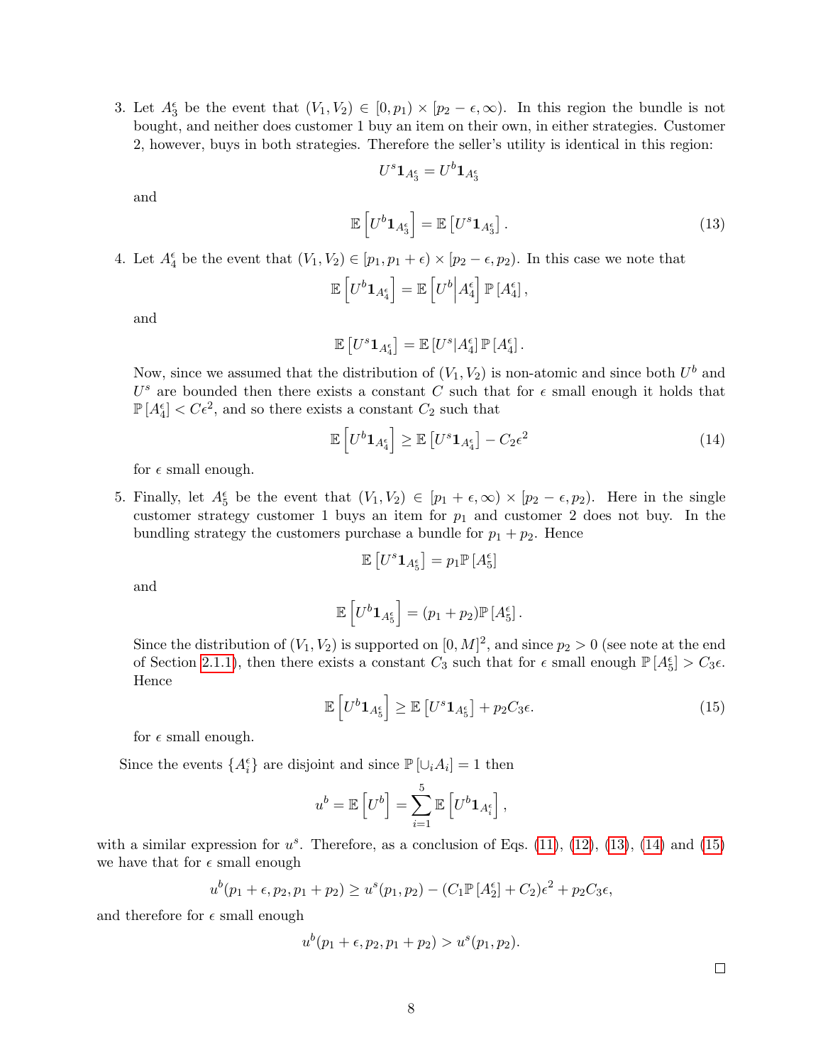3. Let $A_3^\epsilon$ be the event that $(V_1, V_2) \in [0, p_1) \times [p_2 - \epsilon, \infty)$. In this region the bundle is not bought, and neither does customer 1 buy an item on their own, in either strategies. Customer 2, however, buys in both strategies. Therefore the seller's utility is identical in this region:

$$U^s \mathbf{1}_{A_3^\epsilon} = U^b \mathbf{1}_{A_3^\epsilon}$$

and

$$\mathbb{E}\left[U^b \mathbf{1}_{A_3^\epsilon}\right] = \mathbb{E}\left[U^s \mathbf{1}_{A_3^\epsilon}\right]. \tag{13}$$

4. Let $A_4^\epsilon$ be the event that $(V_1, V_2) \in [p_1, p_1 + \epsilon) \times [p_2 - \epsilon, p_2)$. In this case we note that

$$\mathbb{E}\left[U^b \mathbf{1}_{A_4^\epsilon}\right] = \mathbb{E}\left[U^b \middle| A_4^\epsilon\right] \mathbb{P}\left[A_4^\epsilon\right],$$

and

$$\mathbb{E}\left[U^s \mathbf{1}_{A_4^\epsilon}\right] = \mathbb{E}\left[U^s | A_4^\epsilon\right] \mathbb{P}\left[A_4^\epsilon\right].$$

Now, since we assumed that the distribution of $(V_1, V_2)$ is non-atomic and since both $U^b$ and $U^s$ are bounded then there exists a constant $C$ such that for $\epsilon$ small enough it holds that $\mathbb{P}\left[A_4^\epsilon\right] < C\epsilon^2$, and so there exists a constant $C_2$ such that

$$\mathbb{E}\left[U^b \mathbf{1}_{A_4^\epsilon}\right] \geq \mathbb{E}\left[U^s \mathbf{1}_{A_4^\epsilon}\right] - C_2 \epsilon^2 \tag{14}$$

for $\epsilon$ small enough.

5. Finally, let $A_5^\epsilon$ be the event that $(V_1, V_2) \in [p_1 + \epsilon, \infty) \times [p_2 - \epsilon, p_2)$. Here in the single customer strategy customer 1 buys an item for $p_1$ and customer 2 does not buy. In the bundling strategy the customers purchase a bundle for $p_1 + p_2$. Hence

$$\mathbb{E}\left[U^s \mathbf{1}_{A_5^\epsilon}\right] = p_1 \mathbb{P}\left[A_5^\epsilon\right]$$

and

$$\mathbb{E}\left[U^b \mathbf{1}_{A_5^\epsilon}\right] = (p_1 + p_2) \mathbb{P}\left[A_5^\epsilon\right].$$

Since the distribution of $(V_1, V_2)$ is supported on $[0, M]^2$, and since $p_2 > 0$ (see note at the end of Section 2.1.1), then there exists a constant $C_3$ such that for $\epsilon$ small enough $\mathbb{P}\left[A_5^\epsilon\right] > C_3 \epsilon$. Hence

$$\mathbb{E}\left[U^b \mathbf{1}_{A_5^\epsilon}\right] \geq \mathbb{E}\left[U^s \mathbf{1}_{A_5^\epsilon}\right] + p_2 C_3 \epsilon. \tag{15}$$

for $\epsilon$ small enough.

Since the events $\{A_i^\epsilon\}$ are disjoint and since $\mathbb{P}\left[\cup_i A_i\right] = 1$ then

$$u^b = \mathbb{E}\left[U^b\right] = \sum_{i=1}^{5} \mathbb{E}\left[U^b \mathbf{1}_{A_i^\epsilon}\right],$$

with a similar expression for $u^s$. Therefore, as a conclusion of Eqs. (11), (12), (13), (14) and (15) we have that for $\epsilon$ small enough

$$u^b(p_1 + \epsilon, p_2, p_1 + p_2) \geq u^s(p_1, p_2) - (C_1 \mathbb{P}\left[A_2^\epsilon\right] + C_2)\epsilon^2 + p_2 C_3 \epsilon,$$

and therefore for $\epsilon$ small enough

$$u^b(p_1 + \epsilon, p_2, p_1 + p_2) > u^s(p_1, p_2).$$

□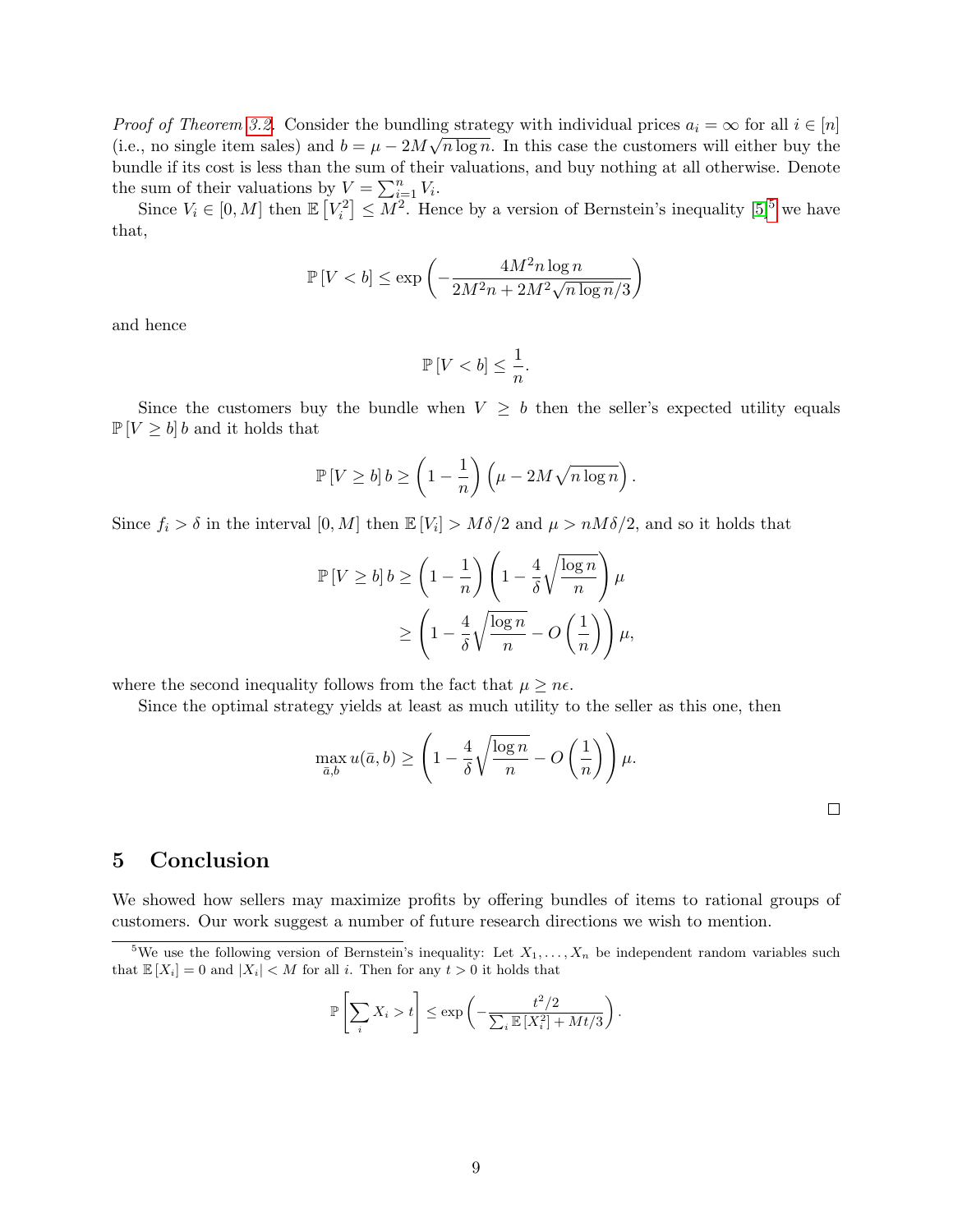*Proof of Theorem 3.2.* Consider the bundling strategy with individual prices $a_i = \infty$ for all $i \in [n]$ (i.e., no single item sales) and $b = \mu - 2M\sqrt{n \log n}$. In this case the customers will either buy the bundle if its cost is less than the sum of their valuations, and buy nothing at all otherwise. Denote the sum of their valuations by $V = \sum_{i=1}^{n} V_i$.

Since $V_i \in [0, M]$ then $\mathbb{E}\left[V_i^2\right] \leq M^2$. Hence by a version of Bernstein's inequality [5][5] we have that,

$$\mathbb{P}\left[V < b\right] \leq \exp\left(-\frac{4M^2 n \log n}{2M^2 n + 2M^2\sqrt{n \log n}/3}\right)$$

and hence

$$\mathbb{P}\left[V < b\right] \leq \frac{1}{n}.$$

Since the customers buy the bundle when $V \geq b$ then the seller's expected utility equals $\mathbb{P}\left[V \geq b\right] b$ and it holds that

$$\mathbb{P}\left[V \geq b\right] b \geq \left(1 - \frac{1}{n}\right)\left(\mu - 2M\sqrt{n \log n}\right).$$

Since $f_i > \delta$ in the interval $[0, M]$ then $\mathbb{E}\left[V_i\right] > M\delta/2$ and $\mu > nM\delta/2$, and so it holds that

$$\begin{aligned}
\mathbb{P}\left[V \geq b\right] b &\geq \left(1 - \frac{1}{n}\right)\left(1 - \frac{4}{\delta}\sqrt{\frac{\log n}{n}}\right)\mu \\
&\geq \left(1 - \frac{4}{\delta}\sqrt{\frac{\log n}{n}} - O\left(\frac{1}{n}\right)\right)\mu,
\end{aligned}$$

where the second inequality follows from the fact that $\mu \geq n\epsilon$.

Since the optimal strategy yields at least as much utility to the seller as this one, then

$$\max_{\bar{a}, b} u(\bar{a}, b) \geq \left(1 - \frac{4}{\delta}\sqrt{\frac{\log n}{n}} - O\left(\frac{1}{n}\right)\right)\mu.$$

□

## 5 Conclusion

We showed how sellers may maximize profits by offering bundles of items to rational groups of customers. Our work suggest a number of future research directions we wish to mention.

[5] We use the following version of Bernstein's inequality: Let $X_1, \ldots, X_n$ be independent random variables such that $\mathbb{E}\left[X_i\right] = 0$ and $|X_i| < M$ for all $i$. Then for any $t > 0$ it holds that

$$\mathbb{P}\left[\sum_i X_i > t\right] \leq \exp\left(-\frac{t^2/2}{\sum_i \mathbb{E}\left[X_i^2\right] + Mt/3}\right).$$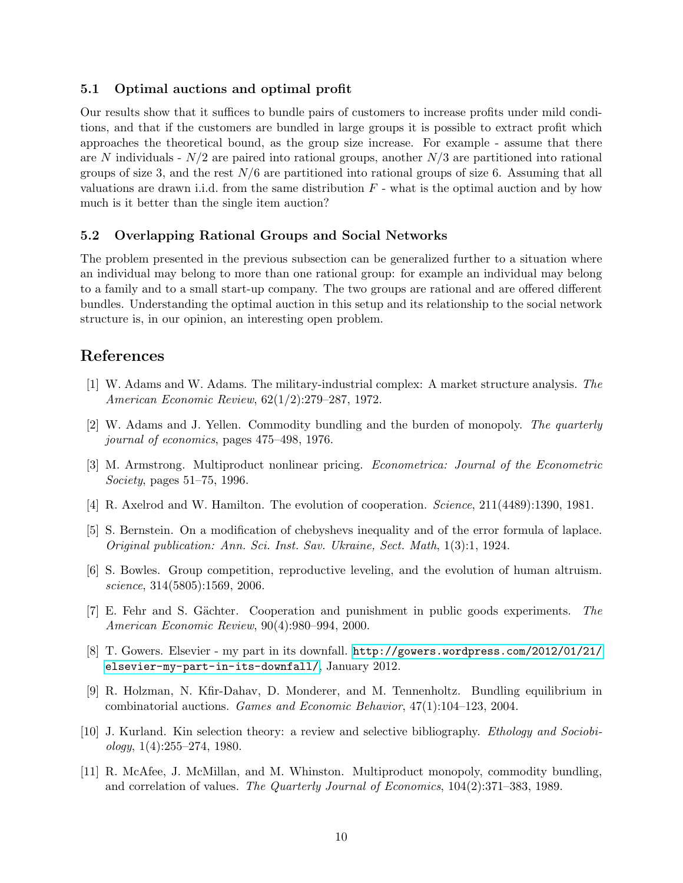### 5.1 Optimal auctions and optimal profit

Our results show that it suffices to bundle pairs of customers to increase profits under mild conditions, and that if the customers are bundled in large groups it is possible to extract profit which approaches the theoretical bound, as the group size increase. For example - assume that there are $N$ individuals - $N/2$ are paired into rational groups, another $N/3$ are partitioned into rational groups of size 3, and the rest $N/6$ are partitioned into rational groups of size 6. Assuming that all valuations are drawn i.i.d. from the same distribution $F$ - what is the optimal auction and by how much is it better than the single item auction?

### 5.2 Overlapping Rational Groups and Social Networks

The problem presented in the previous subsection can be generalized further to a situation where an individual may belong to more than one rational group: for example an individual may belong to a family and to a small start-up company. The two groups are rational and are offered different bundles. Understanding the optimal auction in this setup and its relationship to the social network structure is, in our opinion, an interesting open problem.

## References

[1] W. Adams and W. Adams. The military-industrial complex: A market structure analysis. *The American Economic Review*, 62(1/2):279–287, 1972.

[2] W. Adams and J. Yellen. Commodity bundling and the burden of monopoly. *The quarterly journal of economics*, pages 475–498, 1976.

[3] M. Armstrong. Multiproduct nonlinear pricing. *Econometrica: Journal of the Econometric Society*, pages 51–75, 1996.

[4] R. Axelrod and W. Hamilton. The evolution of cooperation. *Science*, 211(4489):1390, 1981.

[5] S. Bernstein. On a modification of chebyshevs inequality and of the error formula of laplace. *Original publication: Ann. Sci. Inst. Sav. Ukraine, Sect. Math*, 1(3):1, 1924.

[6] S. Bowles. Group competition, reproductive leveling, and the evolution of human altruism. *science*, 314(5805):1569, 2006.

[7] E. Fehr and S. Gächter. Cooperation and punishment in public goods experiments. *The American Economic Review*, 90(4):980–994, 2000.

[8] T. Gowers. Elsevier - my part in its downfall. http://gowers.wordpress.com/2012/01/21/elsevier-my-part-in-its-downfall/, January 2012.

[9] R. Holzman, N. Kfir-Dahav, D. Monderer, and M. Tennenholtz. Bundling equilibrium in combinatorial auctions. *Games and Economic Behavior*, 47(1):104–123, 2004.

[10] J. Kurland. Kin selection theory: a review and selective bibliography. *Ethology and Sociobiology*, 1(4):255–274, 1980.

[11] R. McAfee, J. McMillan, and M. Whinston. Multiproduct monopoly, commodity bundling, and correlation of values. *The Quarterly Journal of Economics*, 104(2):371–383, 1989.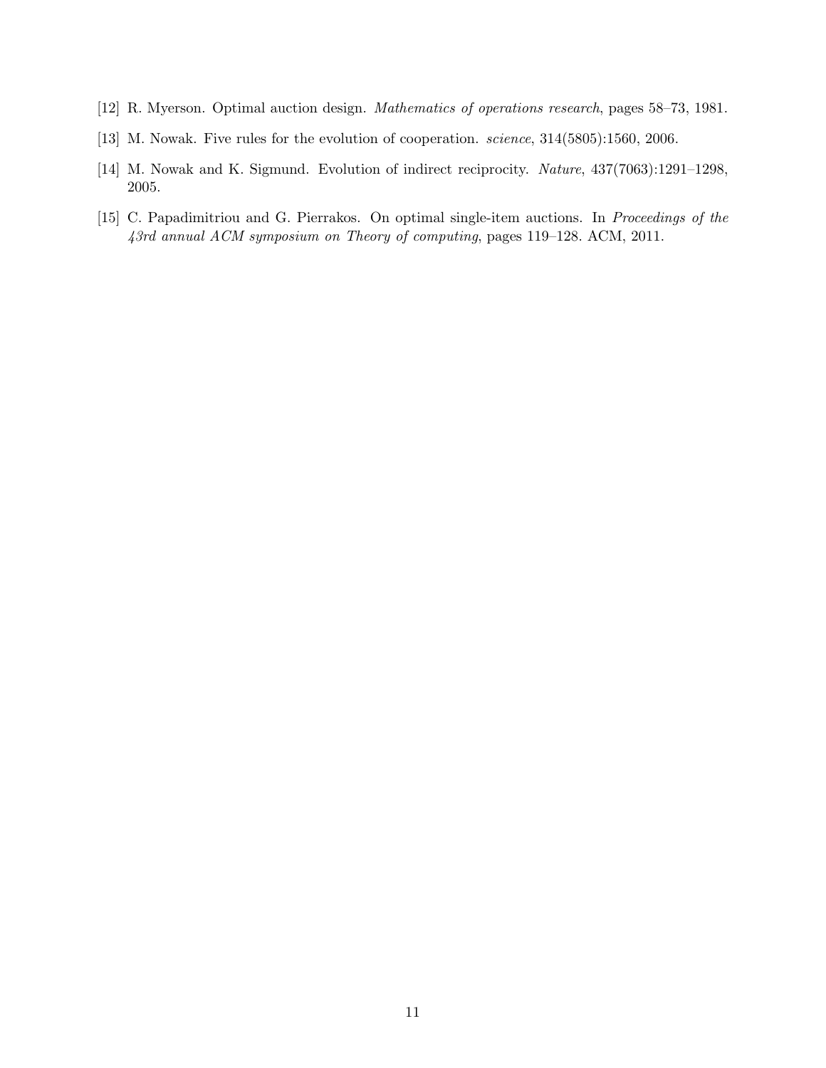[12] R. Myerson. Optimal auction design. *Mathematics of operations research*, pages 58–73, 1981.

[13] M. Nowak. Five rules for the evolution of cooperation. *science*, 314(5805):1560, 2006.

[14] M. Nowak and K. Sigmund. Evolution of indirect reciprocity. *Nature*, 437(7063):1291–1298, 2005.

[15] C. Papadimitriou and G. Pierrakos. On optimal single-item auctions. In *Proceedings of the 43rd annual ACM symposium on Theory of computing*, pages 119–128. ACM, 2011.